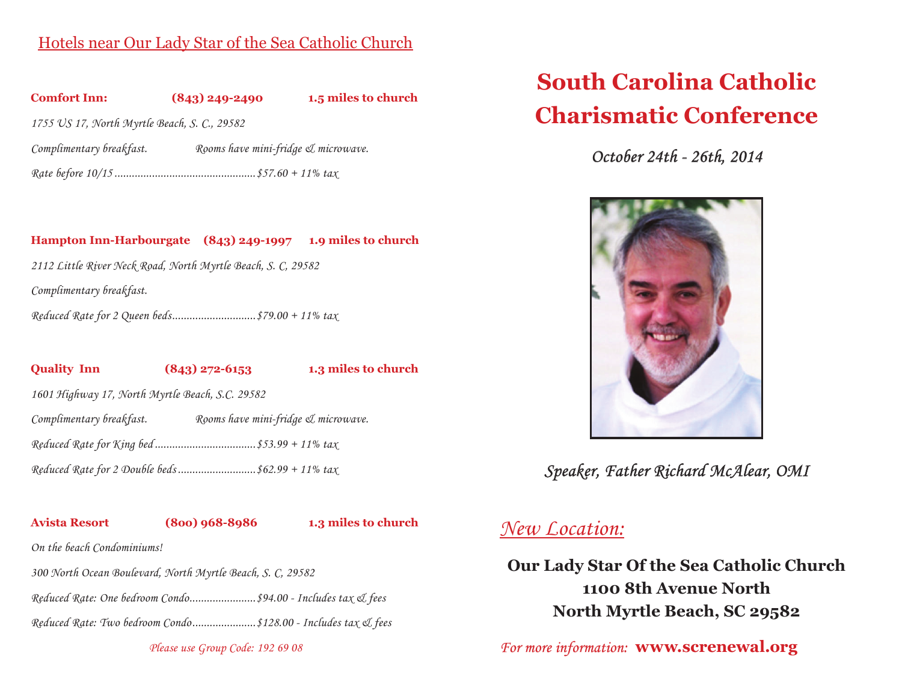## Hotels near Our Lady Star of the Sea Catholic Church

**Comfort Inn:** **(843) 249-2490** **1.5 miles to church**

*1755 US 17, North Myrtle Beach, S. C., 29582*

*Complimentary breakfast.* *Rooms have mini-fridge & microwave.*

*Rate before 10/15 ............................................... $57.60 + 11% tax*

**Hampton Inn-Harbourgate** **(843) 249-1997** **1.9 miles to church**

*2112 Little River Neck Road, North Myrtle Beach, S. C, 29582*

*Complimentary breakfast.*

*Reduced Rate for 2 Queen beds............................ $79.00 + 11% tax*

**Quality Inn** **(843) 272-6153** **1.3 miles to church**

*1601 Highway 17, North Myrtle Beach, S.C. 29582*

*Complimentary breakfast.* *Rooms have mini-fridge & microwave.*

*Reduced Rate for King bed.................................. $53.99 + 11% tax*

*Reduced Rate for 2 Double beds.......................... $62.99 + 11% tax*

**Avista Resort** **(800) 968-8986** **1.3 miles to church**

*On the beach Condominiums!*

*300 North Ocean Boulevard, North Myrtle Beach, S. C, 29582*

*Reduced Rate: One bedroom Condo...................... $94.00 - Includes tax & fees*

*Reduced Rate: Two bedroom Condo..................... $128.00 - Includes tax & fees*

*Please use Group Code: 192 69 08*

# South Carolina Catholic Charismatic Conference

*October 24th - 26th, 2014*

*Speaker, Father Richard McAlear, OMI*

*New Location:*

**Our Lady Star Of the Sea Catholic Church**
**1100 8th Avenue North**
**North Myrtle Beach, SC 29582**

*For more information:* **www.screnewal.org**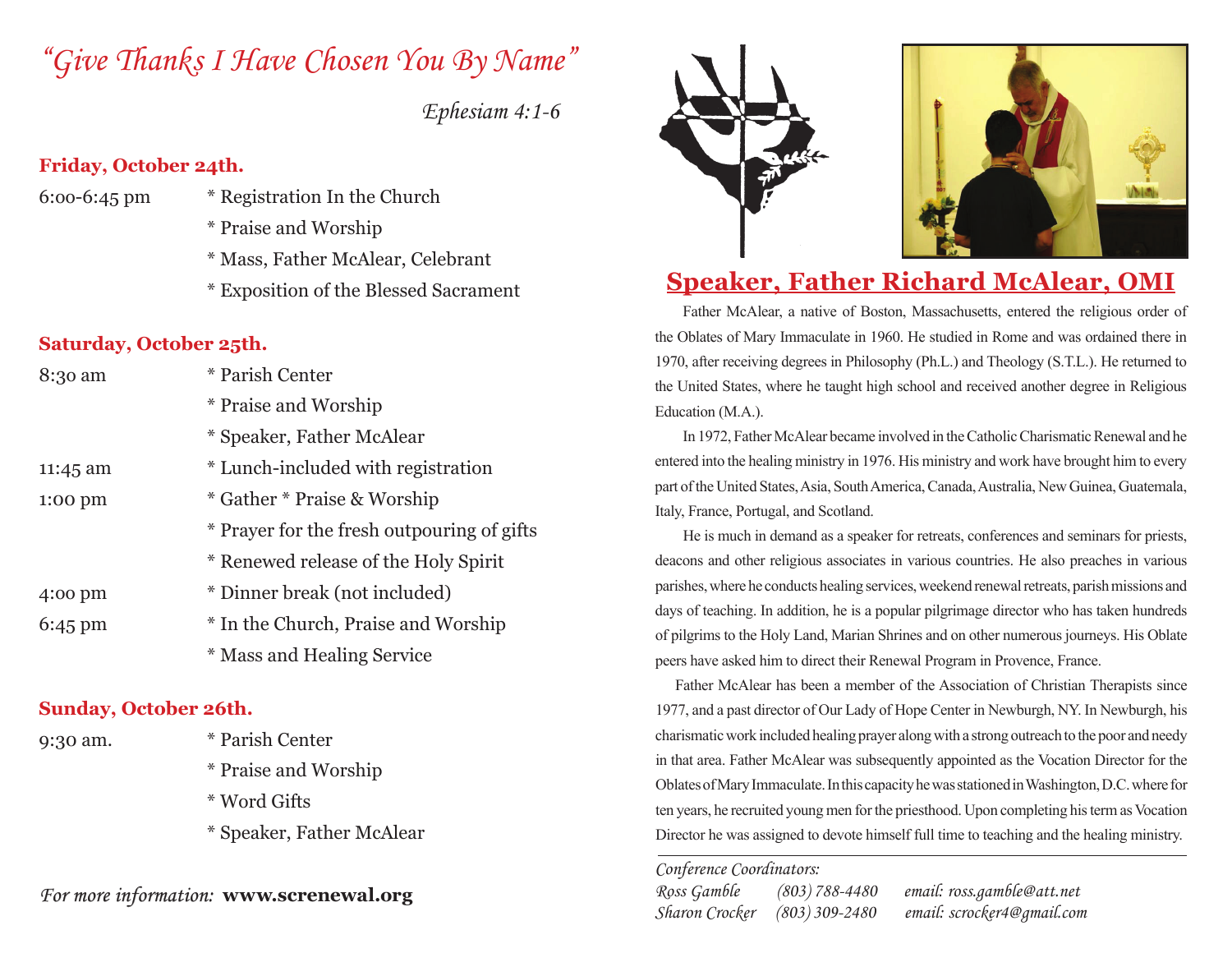# *"Give Thanks I Have Chosen You By Name"*

*Ephesiam 4:1-6*

**Friday, October 24th.**

| | |
|---|---|
| 6:00-6:45 pm | * Registration In the Church |
| | * Praise and Worship |
| | * Mass, Father McAlear, Celebrant |
| | * Exposition of the Blessed Sacrament |

**Saturday, October 25th.**

| | |
|---|---|
| 8:30 am | * Parish Center |
| | * Praise and Worship |
| | * Speaker, Father McAlear |
| 11:45 am | * Lunch-included with registration |
| 1:00 pm | * Gather * Praise & Worship |
| | * Prayer for the fresh outpouring of gifts |
| | * Renewed release of the Holy Spirit |
| 4:00 pm | * Dinner break (not included) |
| 6:45 pm | * In the Church, Praise and Worship |
| | * Mass and Healing Service |

**Sunday, October 26th.**

| | |
|---|---|
| 9:30 am. | * Parish Center |
| | * Praise and Worship |
| | * Word Gifts |
| | * Speaker, Father McAlear |

*For more information:* **www.screnewal.org**

## Speaker, Father Richard McAlear, OMI

Father McAlear, a native of Boston, Massachusetts, entered the religious order of the Oblates of Mary Immaculate in 1960. He studied in Rome and was ordained there in 1970, after receiving degrees in Philosophy (Ph.L.) and Theology (S.T.L.). He returned to the United States, where he taught high school and received another degree in Religious Education (M.A.).

In 1972, Father McAlear became involved in the Catholic Charismatic Renewal and he entered into the healing ministry in 1976. His ministry and work have brought him to every part of the United States, Asia, South America, Canada, Australia, New Guinea, Guatemala, Italy, France, Portugal, and Scotland.

He is much in demand as a speaker for retreats, conferences and seminars for priests, deacons and other religious associates in various countries. He also preaches in various parishes, where he conducts healing services, weekend renewal retreats, parish missions and days of teaching. In addition, he is a popular pilgrimage director who has taken hundreds of pilgrims to the Holy Land, Marian Shrines and on other numerous journeys. His Oblate peers have asked him to direct their Renewal Program in Provence, France.

Father McAlear has been a member of the Association of Christian Therapists since 1977, and a past director of Our Lady of Hope Center in Newburgh, NY. In Newburgh, his charismatic work included healing prayer along with a strong outreach to the poor and needy in that area. Father McAlear was subsequently appointed as the Vocation Director for the Oblates of Mary Immaculate. In this capacity he was stationed in Washington, D.C. where for ten years, he recruited young men for the priesthood. Upon completing his term as Vocation Director he was assigned to devote himself full time to teaching and the healing ministry.

*Conference Coordinators:*

| | | |
|---|---|---|
| *Ross Gamble* | *(803) 788-4480* | *email: ross.gamble@att.net* |
| *Sharon Crocker* | *(803) 309-2480* | *email: scrocker4@gmail.com* |